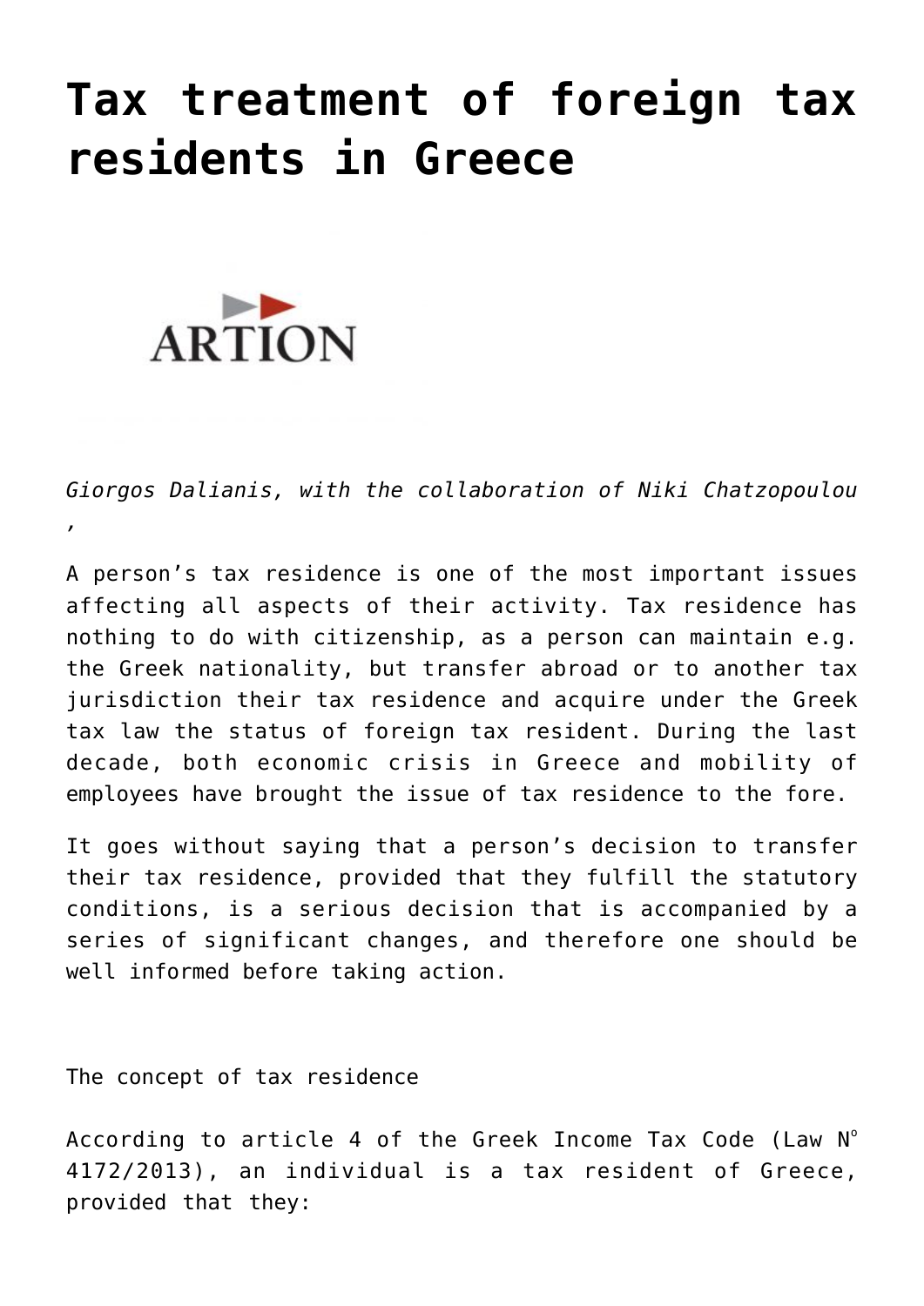# Tax treatment of foreign tax residents in Greece

*Giorgos Dalianis, with the collaboration of Niki Chatzopoulou*
,

A person's tax residence is one of the most important issues affecting all aspects of their activity. Tax residence has nothing to do with citizenship, as a person can maintain e.g. the Greek nationality, but transfer abroad or to another tax jurisdiction their tax residence and acquire under the Greek tax law the status of foreign tax resident. During the last decade, both economic crisis in Greece and mobility of employees have brought the issue of tax residence to the fore.

It goes without saying that a person's decision to transfer their tax residence, provided that they fulfill the statutory conditions, is a serious decision that is accompanied by a series of significant changes, and therefore one should be well informed before taking action.

The concept of tax residence

According to article 4 of the Greek Income Tax Code (Law N° 4172/2013), an individual is a tax resident of Greece, provided that they: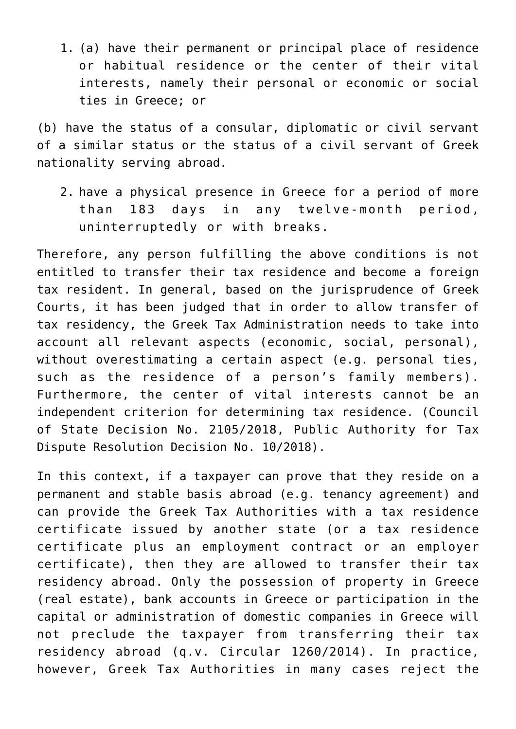1. (a) have their permanent or principal place of residence or habitual residence or the center of their vital interests, namely their personal or economic or social ties in Greece; or

(b) have the status of a consular, diplomatic or civil servant of a similar status or the status of a civil servant of Greek nationality serving abroad.

2. have a physical presence in Greece for a period of more than 183 days in any twelve-month period, uninterruptedly or with breaks.

Therefore, any person fulfilling the above conditions is not entitled to transfer their tax residence and become a foreign tax resident. In general, based on the jurisprudence of Greek Courts, it has been judged that in order to allow transfer of tax residency, the Greek Tax Administration needs to take into account all relevant aspects (economic, social, personal), without overestimating a certain aspect (e.g. personal ties, such as the residence of a person's family members). Furthermore, the center of vital interests cannot be an independent criterion for determining tax residence. (Council of State Decision No. 2105/2018, Public Authority for Tax Dispute Resolution Decision No. 10/2018).

In this context, if a taxpayer can prove that they reside on a permanent and stable basis abroad (e.g. tenancy agreement) and can provide the Greek Tax Authorities with a tax residence certificate issued by another state (or a tax residence certificate plus an employment contract or an employer certificate), then they are allowed to transfer their tax residency abroad. Only the possession of property in Greece (real estate), bank accounts in Greece or participation in the capital or administration of domestic companies in Greece will not preclude the taxpayer from transferring their tax residency abroad (q.v. Circular 1260/2014). In practice, however, Greek Tax Authorities in many cases reject the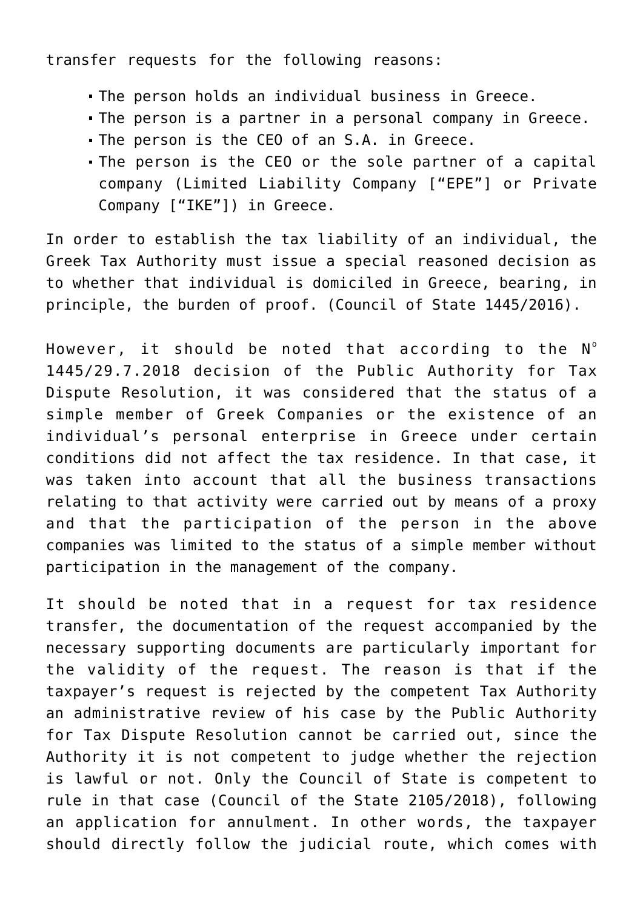transfer requests for the following reasons:

- The person holds an individual business in Greece.
- The person is a partner in a personal company in Greece.
- The person is the CEO of an S.A. in Greece.
- The person is the CEO or the sole partner of a capital company (Limited Liability Company ["EPE"] or Private Company ["IKE"]) in Greece.

In order to establish the tax liability of an individual, the Greek Tax Authority must issue a special reasoned decision as to whether that individual is domiciled in Greece, bearing, in principle, the burden of proof. (Council of State 1445/2016).

However, it should be noted that according to the N° 1445/29.7.2018 decision of the Public Authority for Tax Dispute Resolution, it was considered that the status of a simple member of Greek Companies or the existence of an individual's personal enterprise in Greece under certain conditions did not affect the tax residence. In that case, it was taken into account that all the business transactions relating to that activity were carried out by means of a proxy and that the participation of the person in the above companies was limited to the status of a simple member without participation in the management of the company.

It should be noted that in a request for tax residence transfer, the documentation of the request accompanied by the necessary supporting documents are particularly important for the validity of the request. The reason is that if the taxpayer's request is rejected by the competent Tax Authority an administrative review of his case by the Public Authority for Tax Dispute Resolution cannot be carried out, since the Authority it is not competent to judge whether the rejection is lawful or not. Only the Council of State is competent to rule in that case (Council of the State 2105/2018), following an application for annulment. In other words, the taxpayer should directly follow the judicial route, which comes with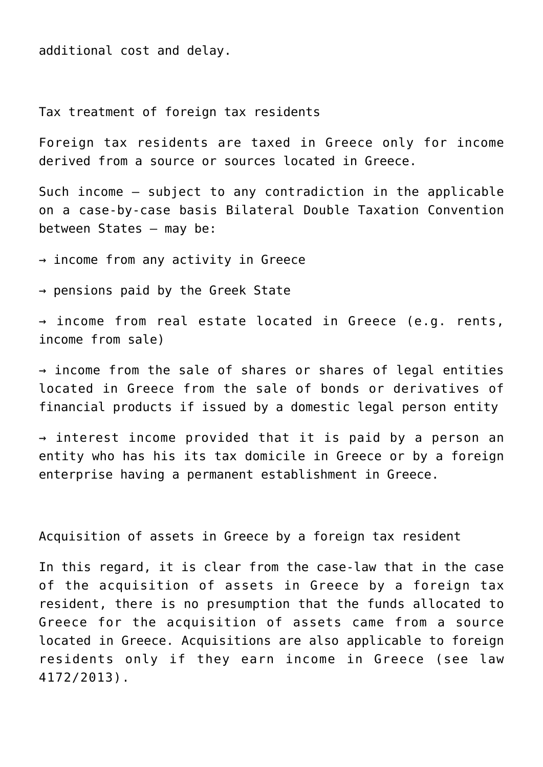additional cost and delay.

## Tax treatment of foreign tax residents

Foreign tax residents are taxed in Greece only for income derived from a source or sources located in Greece.

Such income – subject to any contradiction in the applicable on a case-by-case basis Bilateral Double Taxation Convention between States – may be:

→ income from any activity in Greece

→ pensions paid by the Greek State

→ income from real estate located in Greece (e.g. rents, income from sale)

→ income from the sale of shares or shares of legal entities located in Greece from the sale of bonds or derivatives of financial products if issued by a domestic legal person entity

→ interest income provided that it is paid by a person an entity who has his its tax domicile in Greece or by a foreign enterprise having a permanent establishment in Greece.

## Acquisition of assets in Greece by a foreign tax resident

In this regard, it is clear from the case-law that in the case of the acquisition of assets in Greece by a foreign tax resident, there is no presumption that the funds allocated to Greece for the acquisition of assets came from a source located in Greece. Acquisitions are also applicable to foreign residents only if they earn income in Greece (see law 4172/2013).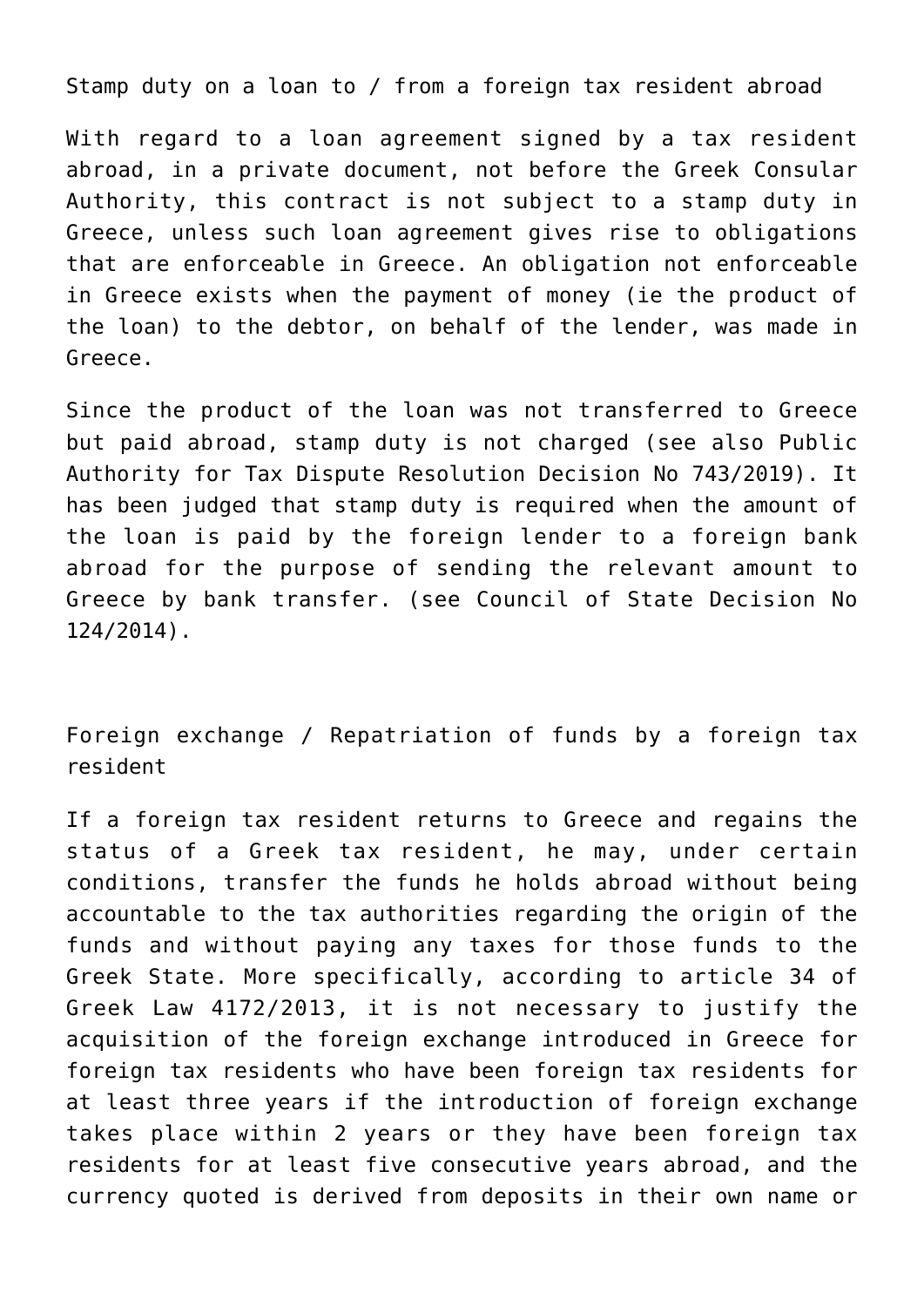## Stamp duty on a loan to / from a foreign tax resident abroad

With regard to a loan agreement signed by a tax resident abroad, in a private document, not before the Greek Consular Authority, this contract is not subject to a stamp duty in Greece, unless such loan agreement gives rise to obligations that are enforceable in Greece. An obligation not enforceable in Greece exists when the payment of money (ie the product of the loan) to the debtor, on behalf of the lender, was made in Greece.

Since the product of the loan was not transferred to Greece but paid abroad, stamp duty is not charged (see also Public Authority for Tax Dispute Resolution Decision No 743/2019). It has been judged that stamp duty is required when the amount of the loan is paid by the foreign lender to a foreign bank abroad for the purpose of sending the relevant amount to Greece by bank transfer. (see Council of State Decision No 124/2014).

## Foreign exchange / Repatriation of funds by a foreign tax resident

If a foreign tax resident returns to Greece and regains the status of a Greek tax resident, he may, under certain conditions, transfer the funds he holds abroad without being accountable to the tax authorities regarding the origin of the funds and without paying any taxes for those funds to the Greek State. More specifically, according to article 34 of Greek Law 4172/2013, it is not necessary to justify the acquisition of the foreign exchange introduced in Greece for foreign tax residents who have been foreign tax residents for at least three years if the introduction of foreign exchange takes place within 2 years or they have been foreign tax residents for at least five consecutive years abroad, and the currency quoted is derived from deposits in their own name or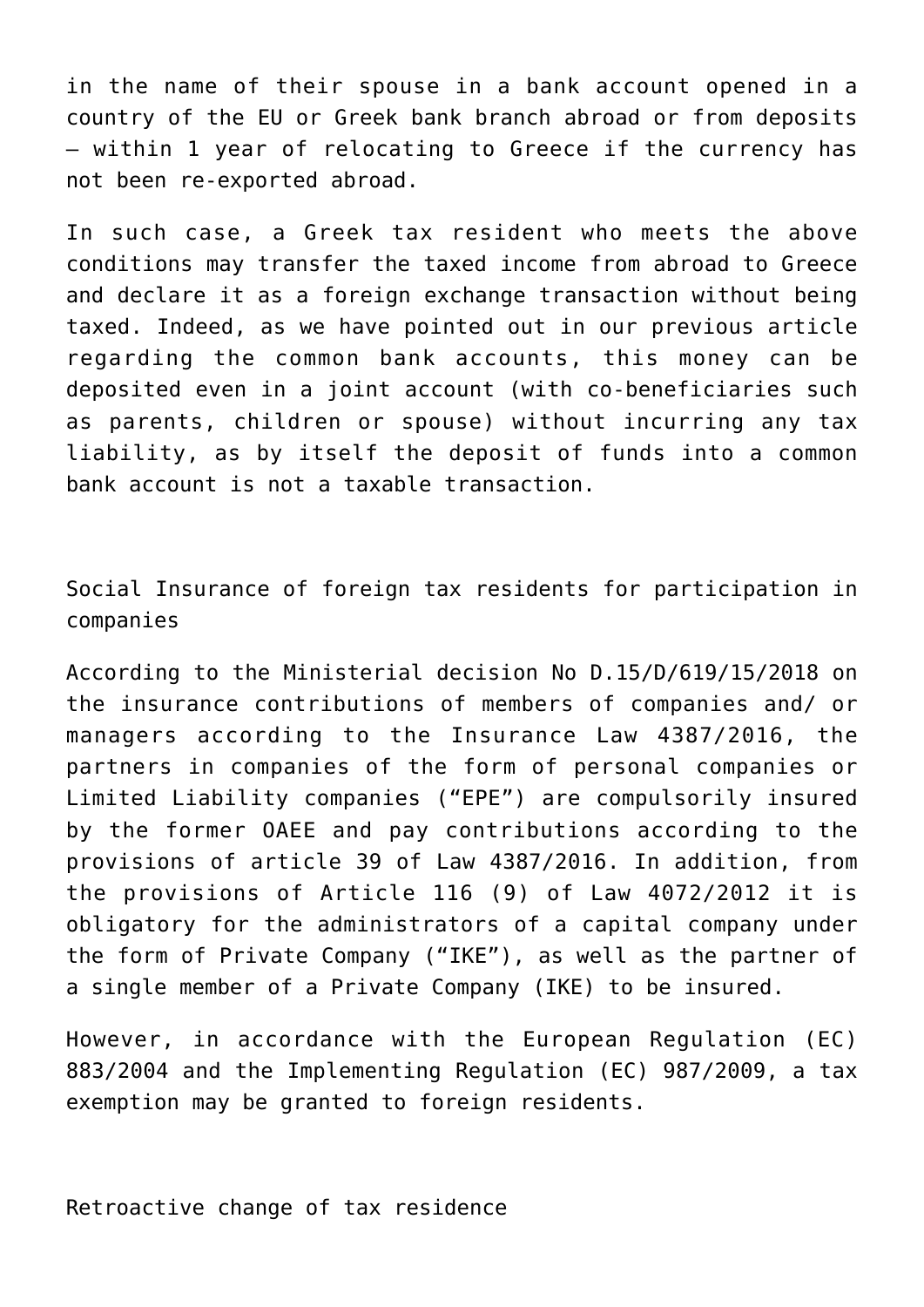in the name of their spouse in a bank account opened in a country of the EU or Greek bank branch abroad or from deposits – within 1 year of relocating to Greece if the currency has not been re-exported abroad.

In such case, a Greek tax resident who meets the above conditions may transfer the taxed income from abroad to Greece and declare it as a foreign exchange transaction without being taxed. Indeed, as we have pointed out in our previous article regarding the common bank accounts, this money can be deposited even in a joint account (with co-beneficiaries such as parents, children or spouse) without incurring any tax liability, as by itself the deposit of funds into a common bank account is not a taxable transaction.

## Social Insurance of foreign tax residents for participation in companies

According to the Ministerial decision No D.15/D/619/15/2018 on the insurance contributions of members of companies and/ or managers according to the Insurance Law 4387/2016, the partners in companies of the form of personal companies or Limited Liability companies ("EPE") are compulsorily insured by the former OAEE and pay contributions according to the provisions of article 39 of Law 4387/2016. In addition, from the provisions of Article 116 (9) of Law 4072/2012 it is obligatory for the administrators of a capital company under the form of Private Company ("IKE"), as well as the partner of a single member of a Private Company (IKE) to be insured.

However, in accordance with the European Regulation (EC) 883/2004 and the Implementing Regulation (EC) 987/2009, a tax exemption may be granted to foreign residents.

## Retroactive change of tax residence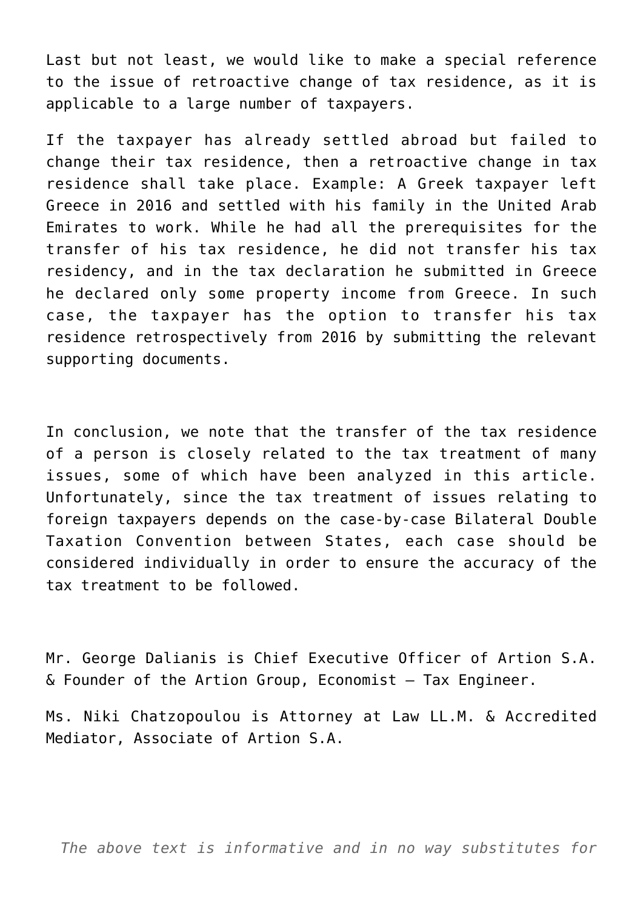Last but not least, we would like to make a special reference to the issue of retroactive change of tax residence, as it is applicable to a large number of taxpayers.

If the taxpayer has already settled abroad but failed to change their tax residence, then a retroactive change in tax residence shall take place. Example: A Greek taxpayer left Greece in 2016 and settled with his family in the United Arab Emirates to work. While he had all the prerequisites for the transfer of his tax residence, he did not transfer his tax residency, and in the tax declaration he submitted in Greece he declared only some property income from Greece. In such case, the taxpayer has the option to transfer his tax residence retrospectively from 2016 by submitting the relevant supporting documents.

In conclusion, we note that the transfer of the tax residence of a person is closely related to the tax treatment of many issues, some of which have been analyzed in this article. Unfortunately, since the tax treatment of issues relating to foreign taxpayers depends on the case-by-case Bilateral Double Taxation Convention between States, each case should be considered individually in order to ensure the accuracy of the tax treatment to be followed.

Mr. George Dalianis is Chief Executive Officer of Artion S.A. & Founder of the Artion Group, Economist – Tax Engineer.

Ms. Niki Chatzopoulou is Attorney at Law LL.M. & Accredited Mediator, Associate of Artion S.A.

*The above text is informative and in no way substitutes for*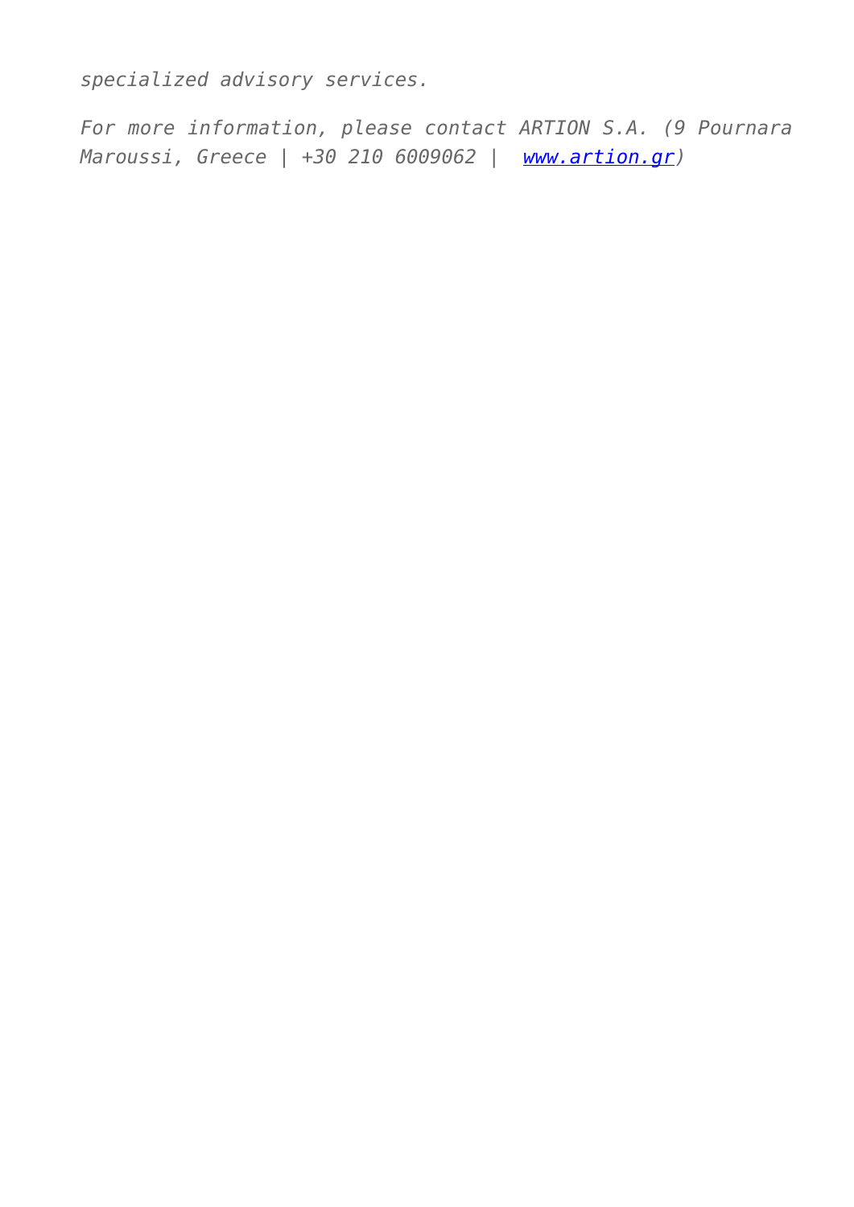*specialized advisory services.*

*For more information, please contact ARTION S.A. (9 Pournara Maroussi, Greece | +30 210 6009062 | [www.artion.gr](http://www.artion.gr))*